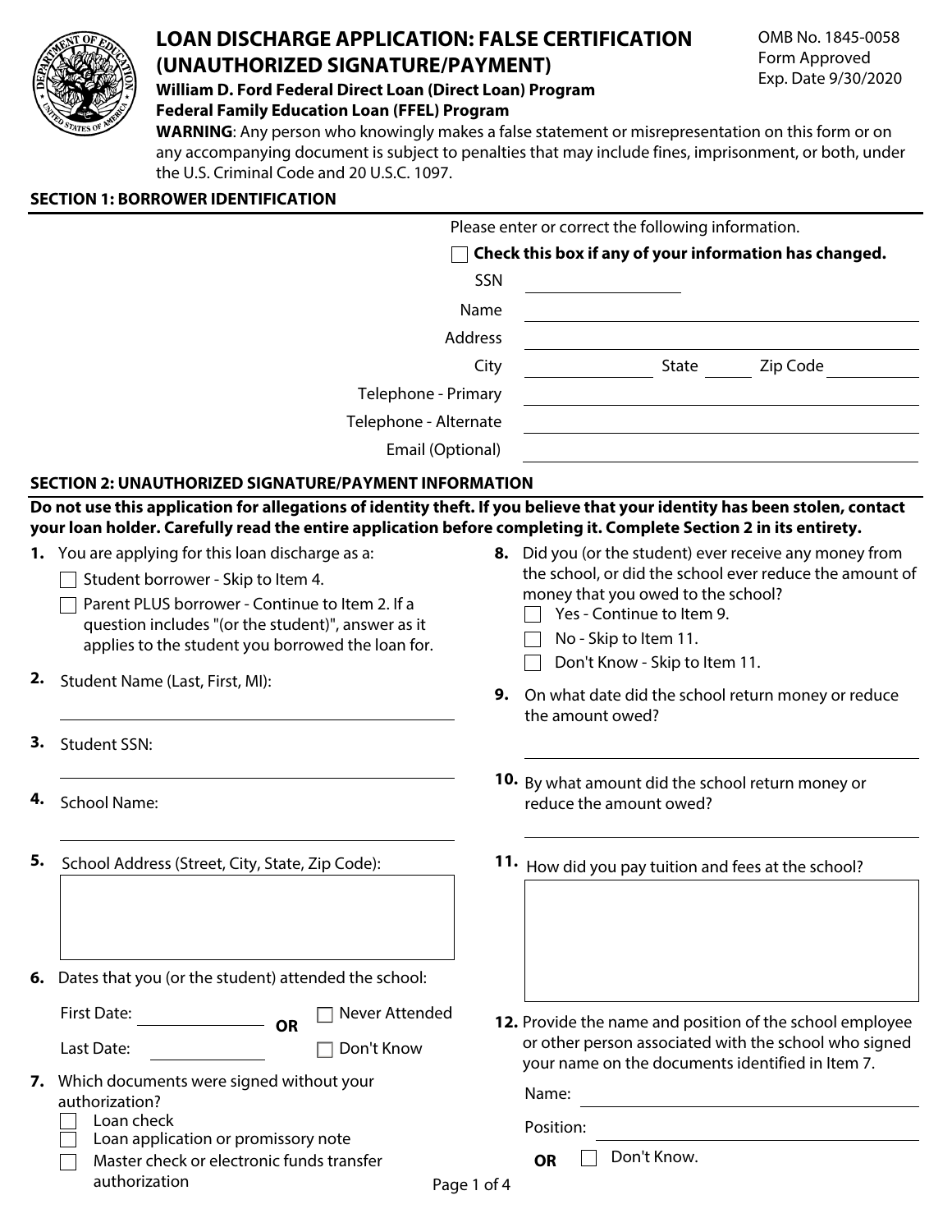# LOAN DISCHARGE APPLICATION: FALSE CERTIFICATION (UNAUTHORIZED SIGNATURE/PAYMENT)

OMB No. 1845-0058
Form Approved
Exp. Date 9/30/2020

**William D. Ford Federal Direct Loan (Direct Loan) Program**
**Federal Family Education Loan (FFEL) Program**

**WARNING**: Any person who knowingly makes a false statement or misrepresentation on this form or on any accompanying document is subject to penalties that may include fines, imprisonment, or both, under the U.S. Criminal Code and 20 U.S.C. 1097.

## SECTION 1: BORROWER IDENTIFICATION

Please enter or correct the following information.

☐ **Check this box if any of your information has changed.**

SSN ____________

Name ____________

Address ____________

City ____________ State ______ Zip Code ____________

Telephone - Primary ____________

Telephone - Alternate ____________

Email (Optional) ____________

## SECTION 2: UNAUTHORIZED SIGNATURE/PAYMENT INFORMATION

**Do not use this application for allegations of identity theft. If you believe that your identity has been stolen, contact your loan holder. Carefully read the entire application before completing it. Complete Section 2 in its entirety.**

**1.** You are applying for this loan discharge as a:
- ☐ Student borrower - Skip to Item 4.
- ☐ Parent PLUS borrower - Continue to Item 2. If a question includes "(or the student)", answer as it applies to the student you borrowed the loan for.

**2.** Student Name (Last, First, MI):

____________

**3.** Student SSN:

____________

**4.** School Name:

____________

**5.** School Address (Street, City, State, Zip Code):

____________

**6.** Dates that you (or the student) attended the school:

First Date: ____________ **OR** ☐ Never Attended

Last Date: ____________ ☐ Don't Know

**7.** Which documents were signed without your authorization?
- ☐ Loan check
- ☐ Loan application or promissory note
- ☐ Master check or electronic funds transfer authorization

**8.** Did you (or the student) ever receive any money from the school, or did the school ever reduce the amount of money that you owed to the school?
- ☐ Yes - Continue to Item 9.
- ☐ No - Skip to Item 11.
- ☐ Don't Know - Skip to Item 11.

**9.** On what date did the school return money or reduce the amount owed?

____________

**10.** By what amount did the school return money or reduce the amount owed?

____________

**11.** How did you pay tuition and fees at the school?

____________

**12.** Provide the name and position of the school employee or other person associated with the school who signed your name on the documents identified in Item 7.

Name: ____________

Position: ____________

**OR** ☐ Don't Know.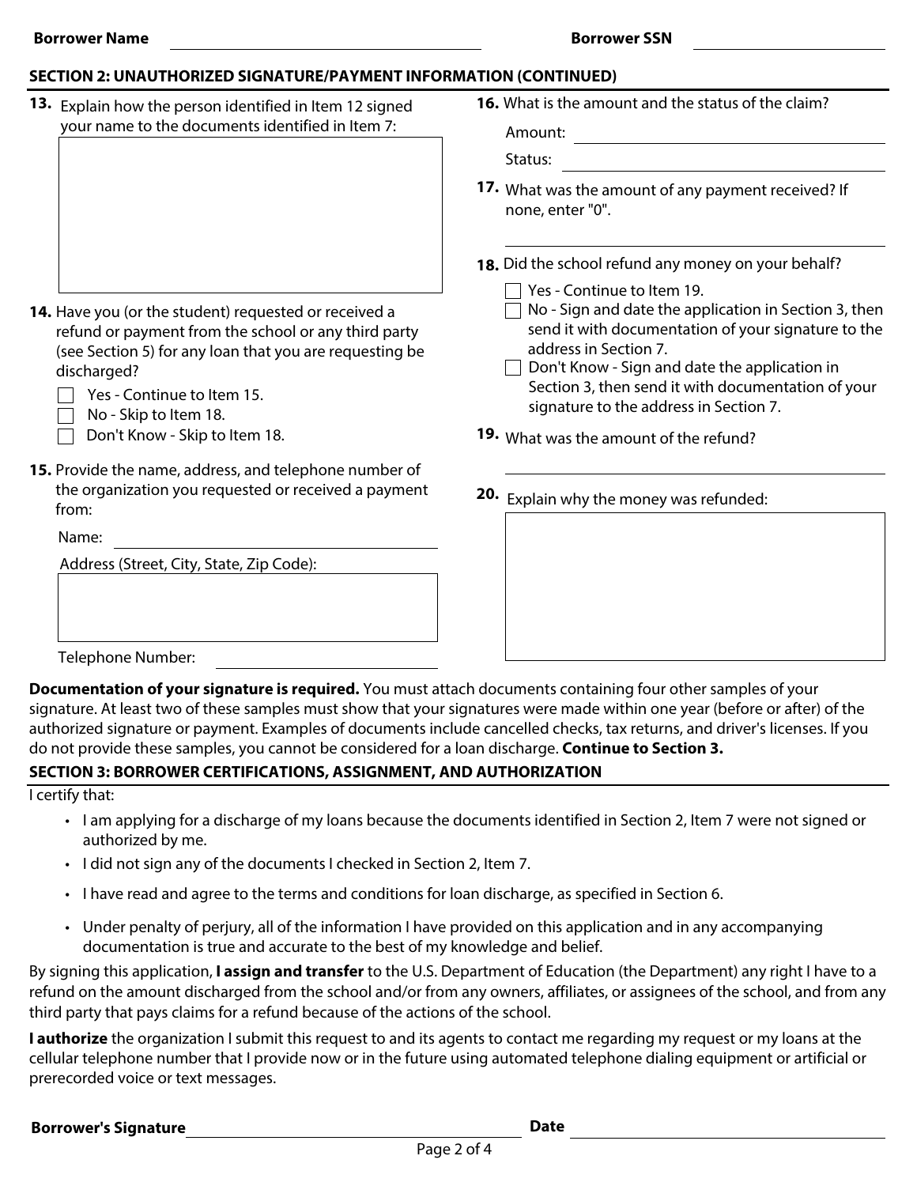**Borrower Name** ____________________ **Borrower SSN** ____________________

## SECTION 2: UNAUTHORIZED SIGNATURE/PAYMENT INFORMATION (CONTINUED)

**13.** Explain how the person identified in Item 12 signed your name to the documents identified in Item 7:

**14.** Have you (or the student) requested or received a refund or payment from the school or any third party (see Section 5) for any loan that you are requesting be discharged?

- ☐ Yes - Continue to Item 15.
- ☐ No - Skip to Item 18.
- ☐ Don't Know - Skip to Item 18.

**15.** Provide the name, address, and telephone number of the organization you requested or received a payment from:

Name: ____________________

Address (Street, City, State, Zip Code):

Telephone Number: ____________________

**16.** What is the amount and the status of the claim?

Amount: ____________________

Status: ____________________

**17.** What was the amount of any payment received? If none, enter "0".

____________________

**18.** Did the school refund any money on your behalf?

- ☐ Yes - Continue to Item 19.
- ☐ No - Sign and date the application in Section 3, then send it with documentation of your signature to the address in Section 7.
- ☐ Don't Know - Sign and date the application in Section 3, then send it with documentation of your signature to the address in Section 7.

**19.** What was the amount of the refund?

____________________

**20.** Explain why the money was refunded:

**Documentation of your signature is required.** You must attach documents containing four other samples of your signature. At least two of these samples must show that your signatures were made within one year (before or after) of the authorized signature or payment. Examples of documents include cancelled checks, tax returns, and driver's licenses. If you do not provide these samples, you cannot be considered for a loan discharge. **Continue to Section 3.**

## SECTION 3: BORROWER CERTIFICATIONS, ASSIGNMENT, AND AUTHORIZATION

I certify that:

- I am applying for a discharge of my loans because the documents identified in Section 2, Item 7 were not signed or authorized by me.
- I did not sign any of the documents I checked in Section 2, Item 7.
- I have read and agree to the terms and conditions for loan discharge, as specified in Section 6.
- Under penalty of perjury, all of the information I have provided on this application and in any accompanying documentation is true and accurate to the best of my knowledge and belief.

By signing this application, **I assign and transfer** to the U.S. Department of Education (the Department) any right I have to a refund on the amount discharged from the school and/or from any owners, affiliates, or assignees of the school, and from any third party that pays claims for a refund because of the actions of the school.

**I authorize** the organization I submit this request to and its agents to contact me regarding my request or my loans at the cellular telephone number that I provide now or in the future using automated telephone dialing equipment or artificial or prerecorded voice or text messages.

**Borrower's Signature** ____________________ **Date** ____________________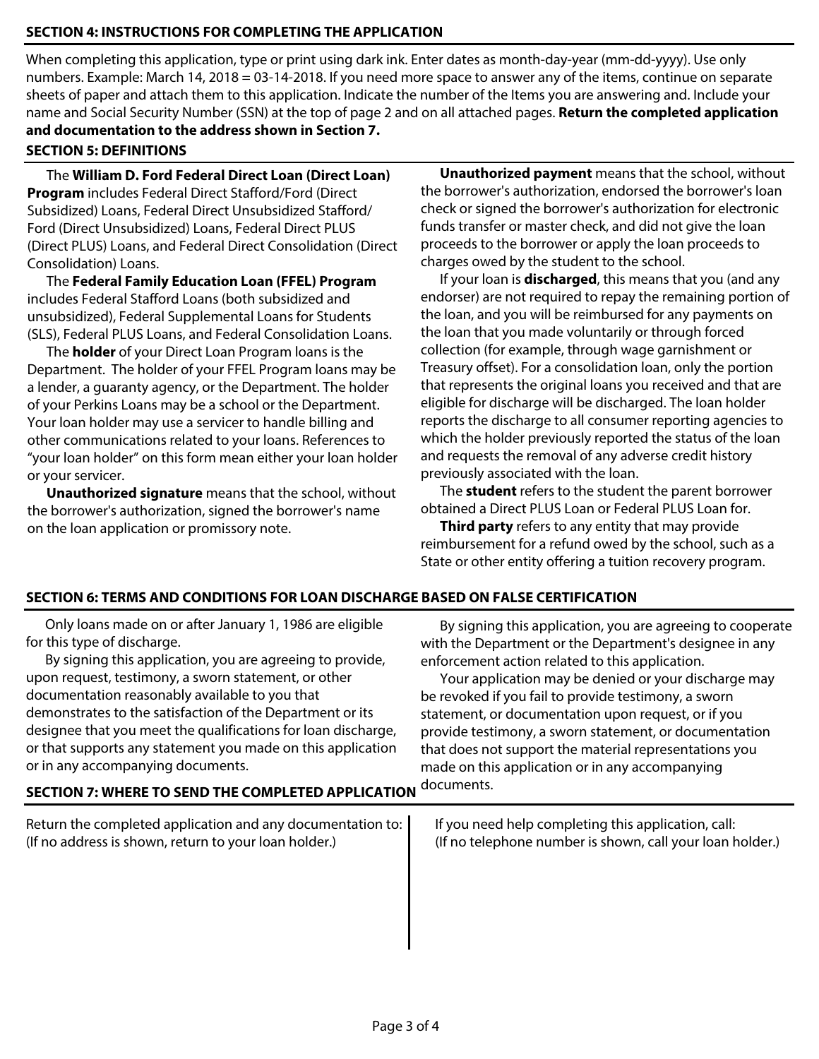## SECTION 4: INSTRUCTIONS FOR COMPLETING THE APPLICATION

When completing this application, type or print using dark ink. Enter dates as month-day-year (mm-dd-yyyy). Use only numbers. Example: March 14, 2018 = 03-14-2018. If you need more space to answer any of the items, continue on separate sheets of paper and attach them to this application. Indicate the number of the Items you are answering and. Include your name and Social Security Number (SSN) at the top of page 2 and on all attached pages. **Return the completed application and documentation to the address shown in Section 7.**

## SECTION 5: DEFINITIONS

The **William D. Ford Federal Direct Loan (Direct Loan) Program** includes Federal Direct Stafford/Ford (Direct Subsidized) Loans, Federal Direct Unsubsidized Stafford/Ford (Direct Unsubsidized) Loans, Federal Direct PLUS (Direct PLUS) Loans, and Federal Direct Consolidation (Direct Consolidation) Loans.

The **Federal Family Education Loan (FFEL) Program** includes Federal Stafford Loans (both subsidized and unsubsidized), Federal Supplemental Loans for Students (SLS), Federal PLUS Loans, and Federal Consolidation Loans.

The **holder** of your Direct Loan Program loans is the Department. The holder of your FFEL Program loans may be a lender, a guaranty agency, or the Department. The holder of your Perkins Loans may be a school or the Department. Your loan holder may use a servicer to handle billing and other communications related to your loans. References to "your loan holder" on this form mean either your loan holder or your servicer.

**Unauthorized signature** means that the school, without the borrower's authorization, signed the borrower's name on the loan application or promissory note.

**Unauthorized payment** means that the school, without the borrower's authorization, endorsed the borrower's loan check or signed the borrower's authorization for electronic funds transfer or master check, and did not give the loan proceeds to the borrower or apply the loan proceeds to charges owed by the student to the school.

If your loan is **discharged**, this means that you (and any endorser) are not required to repay the remaining portion of the loan, and you will be reimbursed for any payments on the loan that you made voluntarily or through forced collection (for example, through wage garnishment or Treasury offset). For a consolidation loan, only the portion that represents the original loans you received and that are eligible for discharge will be discharged. The loan holder reports the discharge to all consumer reporting agencies to which the holder previously reported the status of the loan and requests the removal of any adverse credit history previously associated with the loan.

The **student** refers to the student the parent borrower obtained a Direct PLUS Loan or Federal PLUS Loan for.

**Third party** refers to any entity that may provide reimbursement for a refund owed by the school, such as a State or other entity offering a tuition recovery program.

## SECTION 6: TERMS AND CONDITIONS FOR LOAN DISCHARGE BASED ON FALSE CERTIFICATION

Only loans made on or after January 1, 1986 are eligible for this type of discharge.

By signing this application, you are agreeing to provide, upon request, testimony, a sworn statement, or other documentation reasonably available to you that demonstrates to the satisfaction of the Department or its designee that you meet the qualifications for loan discharge, or that supports any statement you made on this application or in any accompanying documents.

By signing this application, you are agreeing to cooperate with the Department or the Department's designee in any enforcement action related to this application.

Your application may be denied or your discharge may be revoked if you fail to provide testimony, a sworn statement, or documentation upon request, or if you provide testimony, a sworn statement, or documentation that does not support the material representations you made on this application or in any accompanying documents.

## SECTION 7: WHERE TO SEND THE COMPLETED APPLICATION

Return the completed application and any documentation to:
(If no address is shown, return to your loan holder.)

If you need help completing this application, call:
(If no telephone number is shown, call your loan holder.)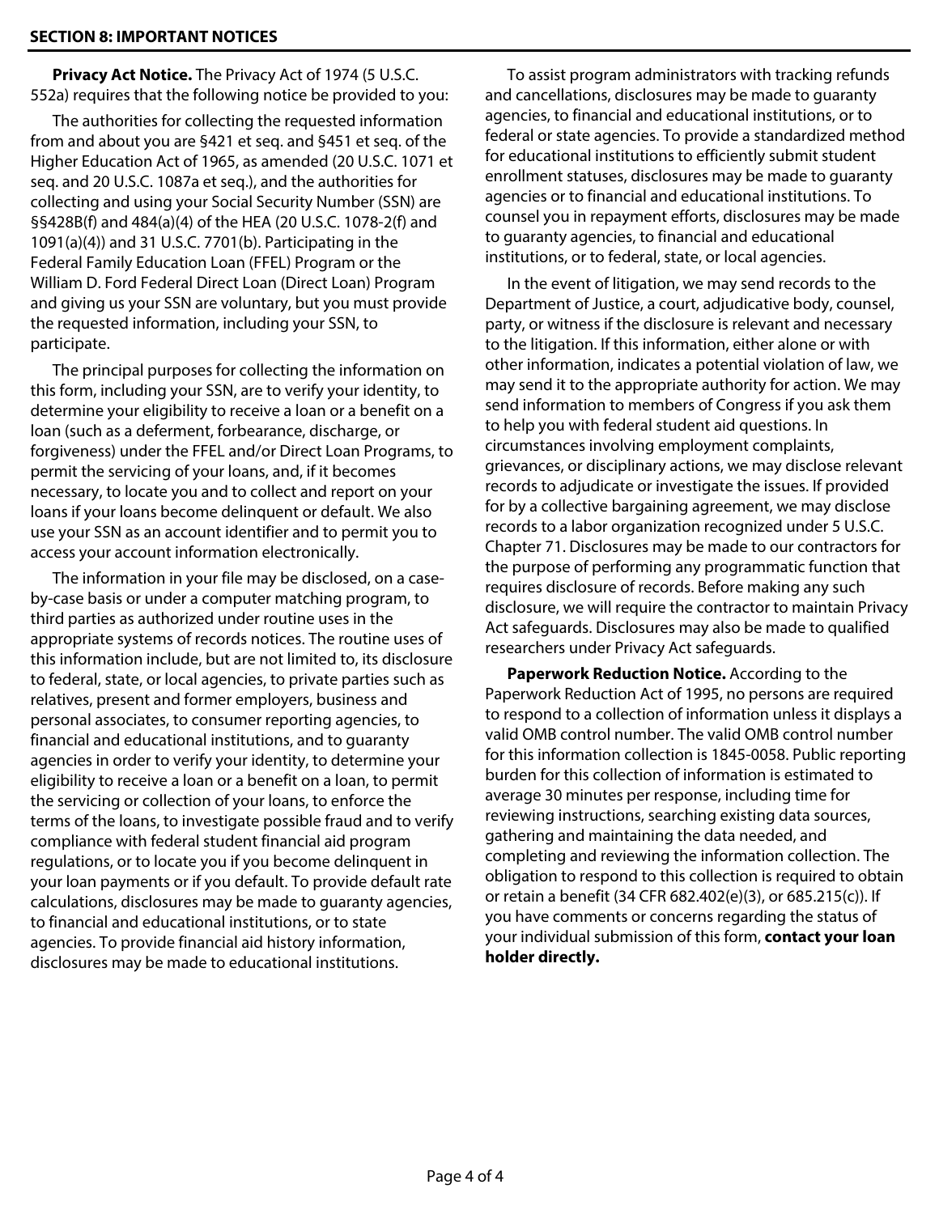## SECTION 8: IMPORTANT NOTICES

**Privacy Act Notice.** The Privacy Act of 1974 (5 U.S.C. 552a) requires that the following notice be provided to you:

The authorities for collecting the requested information from and about you are §421 et seq. and §451 et seq. of the Higher Education Act of 1965, as amended (20 U.S.C. 1071 et seq. and 20 U.S.C. 1087a et seq.), and the authorities for collecting and using your Social Security Number (SSN) are §§428B(f) and 484(a)(4) of the HEA (20 U.S.C. 1078-2(f) and 1091(a)(4)) and 31 U.S.C. 7701(b). Participating in the Federal Family Education Loan (FFEL) Program or the William D. Ford Federal Direct Loan (Direct Loan) Program and giving us your SSN are voluntary, but you must provide the requested information, including your SSN, to participate.

The principal purposes for collecting the information on this form, including your SSN, are to verify your identity, to determine your eligibility to receive a loan or a benefit on a loan (such as a deferment, forbearance, discharge, or forgiveness) under the FFEL and/or Direct Loan Programs, to permit the servicing of your loans, and, if it becomes necessary, to locate you and to collect and report on your loans if your loans become delinquent or default. We also use your SSN as an account identifier and to permit you to access your account information electronically.

The information in your file may be disclosed, on a case-by-case basis or under a computer matching program, to third parties as authorized under routine uses in the appropriate systems of records notices. The routine uses of this information include, but are not limited to, its disclosure to federal, state, or local agencies, to private parties such as relatives, present and former employers, business and personal associates, to consumer reporting agencies, to financial and educational institutions, and to guaranty agencies in order to verify your identity, to determine your eligibility to receive a loan or a benefit on a loan, to permit the servicing or collection of your loans, to enforce the terms of the loans, to investigate possible fraud and to verify compliance with federal student financial aid program regulations, or to locate you if you become delinquent in your loan payments or if you default. To provide default rate calculations, disclosures may be made to guaranty agencies, to financial and educational institutions, or to state agencies. To provide financial aid history information, disclosures may be made to educational institutions.

To assist program administrators with tracking refunds and cancellations, disclosures may be made to guaranty agencies, to financial and educational institutions, or to federal or state agencies. To provide a standardized method for educational institutions to efficiently submit student enrollment statuses, disclosures may be made to guaranty agencies or to financial and educational institutions. To counsel you in repayment efforts, disclosures may be made to guaranty agencies, to financial and educational institutions, or to federal, state, or local agencies.

In the event of litigation, we may send records to the Department of Justice, a court, adjudicative body, counsel, party, or witness if the disclosure is relevant and necessary to the litigation. If this information, either alone or with other information, indicates a potential violation of law, we may send it to the appropriate authority for action. We may send information to members of Congress if you ask them to help you with federal student aid questions. In circumstances involving employment complaints, grievances, or disciplinary actions, we may disclose relevant records to adjudicate or investigate the issues. If provided for by a collective bargaining agreement, we may disclose records to a labor organization recognized under 5 U.S.C. Chapter 71. Disclosures may be made to our contractors for the purpose of performing any programmatic function that requires disclosure of records. Before making any such disclosure, we will require the contractor to maintain Privacy Act safeguards. Disclosures may also be made to qualified researchers under Privacy Act safeguards.

**Paperwork Reduction Notice.** According to the Paperwork Reduction Act of 1995, no persons are required to respond to a collection of information unless it displays a valid OMB control number. The valid OMB control number for this information collection is 1845-0058. Public reporting burden for this collection of information is estimated to average 30 minutes per response, including time for reviewing instructions, searching existing data sources, gathering and maintaining the data needed, and completing and reviewing the information collection. The obligation to respond to this collection is required to obtain or retain a benefit (34 CFR 682.402(e)(3), or 685.215(c)). If you have comments or concerns regarding the status of your individual submission of this form, **contact your loan holder directly.**